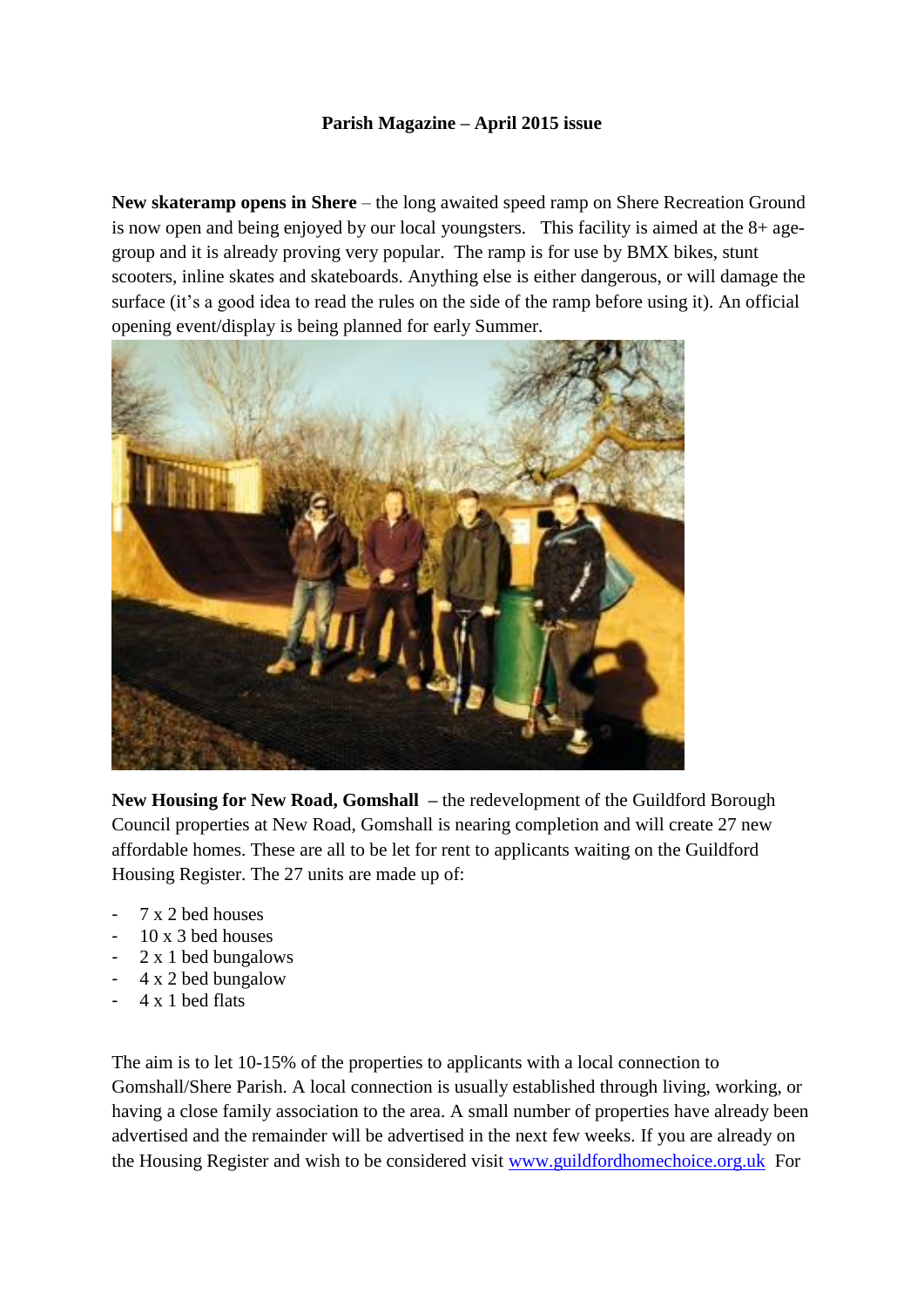**Parish Magazine – April 2015 issue**

**New skateramp opens in Shere** – the long awaited speed ramp on Shere Recreation Ground is now open and being enjoyed by our local youngsters. This facility is aimed at the 8+ age-group and it is already proving very popular. The ramp is for use by BMX bikes, stunt scooters, inline skates and skateboards. Anything else is either dangerous, or will damage the surface (it's a good idea to read the rules on the side of the ramp before using it). An official opening event/display is being planned for early Summer.

**New Housing for New Road, Gomshall** – the redevelopment of the Guildford Borough Council properties at New Road, Gomshall is nearing completion and will create 27 new affordable homes. These are all to be let for rent to applicants waiting on the Guildford Housing Register. The 27 units are made up of:

- 7 x 2 bed houses
- 10 x 3 bed houses
- 2 x 1 bed bungalows
- 4 x 2 bed bungalow
- 4 x 1 bed flats

The aim is to let 10-15% of the properties to applicants with a local connection to Gomshall/Shere Parish. A local connection is usually established through living, working, or having a close family association to the area. A small number of properties have already been advertised and the remainder will be advertised in the next few weeks. If you are already on the Housing Register and wish to be considered visit www.guildfordhomechoice.org.uk For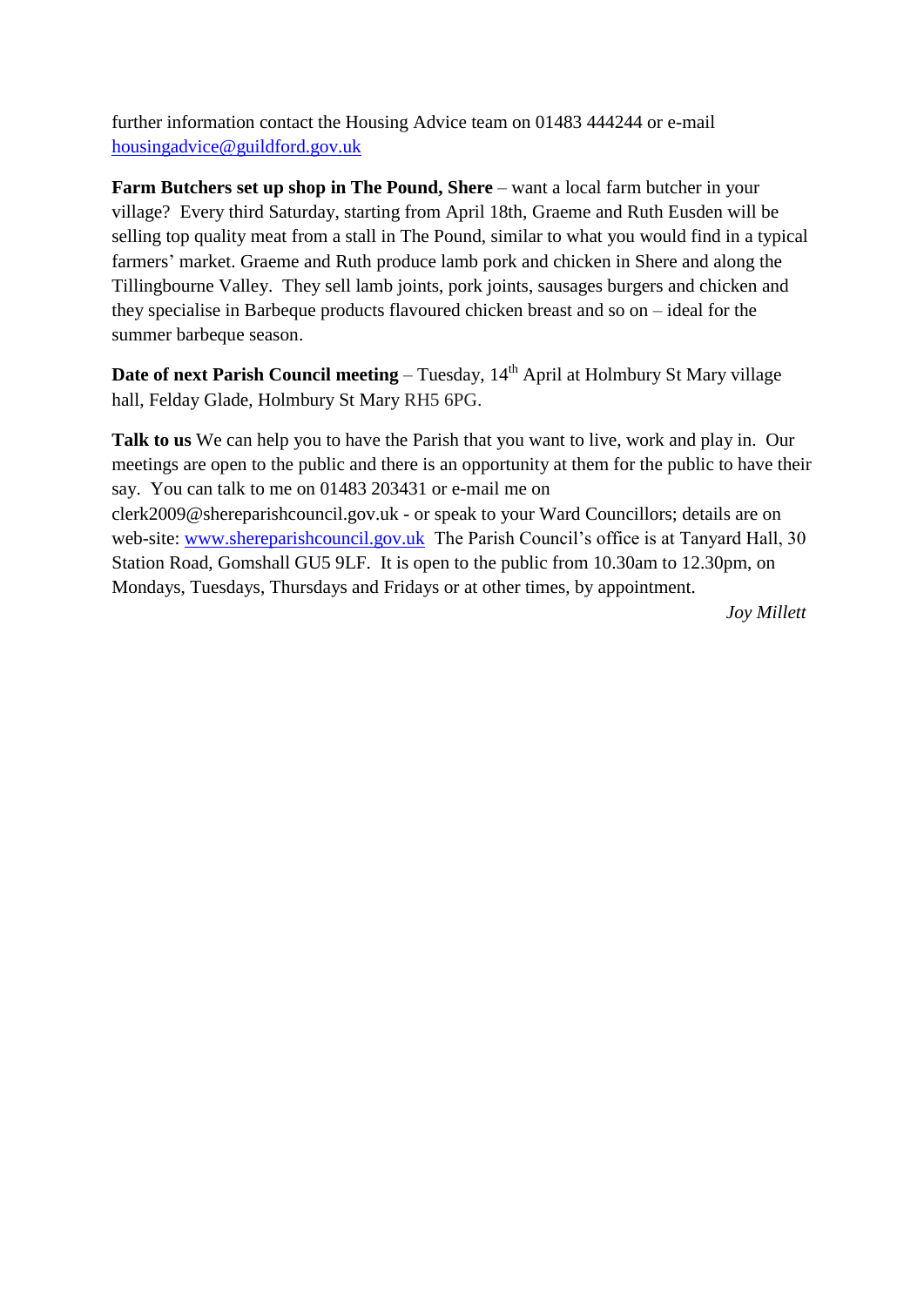further information contact the Housing Advice team on 01483 444244 or e-mail housingadvice@guildford.gov.uk

**Farm Butchers set up shop in The Pound, Shere** – want a local farm butcher in your village? Every third Saturday, starting from April 18th, Graeme and Ruth Eusden will be selling top quality meat from a stall in The Pound, similar to what you would find in a typical farmers' market. Graeme and Ruth produce lamb pork and chicken in Shere and along the Tillingbourne Valley. They sell lamb joints, pork joints, sausages burgers and chicken and they specialise in Barbeque products flavoured chicken breast and so on – ideal for the summer barbeque season.

**Date of next Parish Council meeting** – Tuesday, 14th April at Holmbury St Mary village hall, Felday Glade, Holmbury St Mary RH5 6PG.

**Talk to us** We can help you to have the Parish that you want to live, work and play in. Our meetings are open to the public and there is an opportunity at them for the public to have their say. You can talk to me on 01483 203431 or e-mail me on clerk2009@shereparishcouncil.gov.uk - or speak to your Ward Councillors; details are on web-site: www.shereparishcouncil.gov.uk The Parish Council's office is at Tanyard Hall, 30 Station Road, Gomshall GU5 9LF. It is open to the public from 10.30am to 12.30pm, on Mondays, Tuesdays, Thursdays and Fridays or at other times, by appointment.

*Joy Millett*